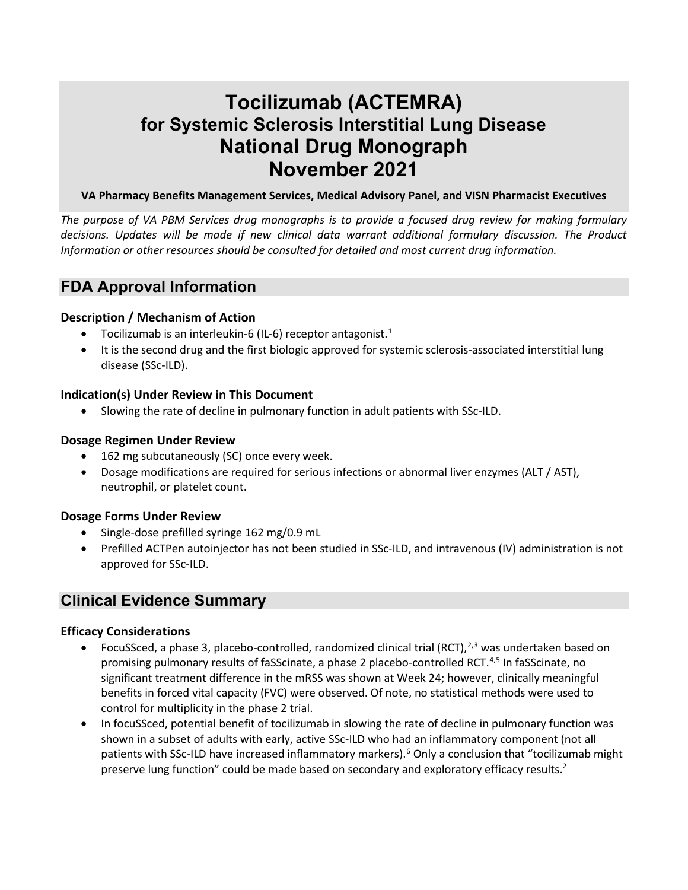# Tocilizumab (ACTEMRA) for Systemic Sclerosis Interstitial Lung Disease National Drug Monograph November 2021

**VA Pharmacy Benefits Management Services, Medical Advisory Panel, and VISN Pharmacist Executives**

*The purpose of VA PBM Services drug monographs is to provide a focused drug review for making formulary decisions. Updates will be made if new clinical data warrant additional formulary discussion. The Product Information or other resources should be consulted for detailed and most current drug information.*

## FDA Approval Information

### Description / Mechanism of Action

- Tocilizumab is an interleukin-6 (IL-6) receptor antagonist.[1]
- It is the second drug and the first biologic approved for systemic sclerosis-associated interstitial lung disease (SSc-ILD).

### Indication(s) Under Review in This Document

- Slowing the rate of decline in pulmonary function in adult patients with SSc-ILD.

### Dosage Regimen Under Review

- 162 mg subcutaneously (SC) once every week.
- Dosage modifications are required for serious infections or abnormal liver enzymes (ALT / AST), neutrophil, or platelet count.

### Dosage Forms Under Review

- Single-dose prefilled syringe 162 mg/0.9 mL
- Prefilled ACTPen autoinjector has not been studied in SSc-ILD, and intravenous (IV) administration is not approved for SSc-ILD.

## Clinical Evidence Summary

### Efficacy Considerations

- FocuSSced, a phase 3, placebo-controlled, randomized clinical trial (RCT),[2,3] was undertaken based on promising pulmonary results of faSScinate, a phase 2 placebo-controlled RCT.[4,5] In faSScinate, no significant treatment difference in the mRSS was shown at Week 24; however, clinically meaningful benefits in forced vital capacity (FVC) were observed. Of note, no statistical methods were used to control for multiplicity in the phase 2 trial.
- In focuSSced, potential benefit of tocilizumab in slowing the rate of decline in pulmonary function was shown in a subset of adults with early, active SSc-ILD who had an inflammatory component (not all patients with SSc-ILD have increased inflammatory markers).[6] Only a conclusion that "tocilizumab might preserve lung function" could be made based on secondary and exploratory efficacy results.[2]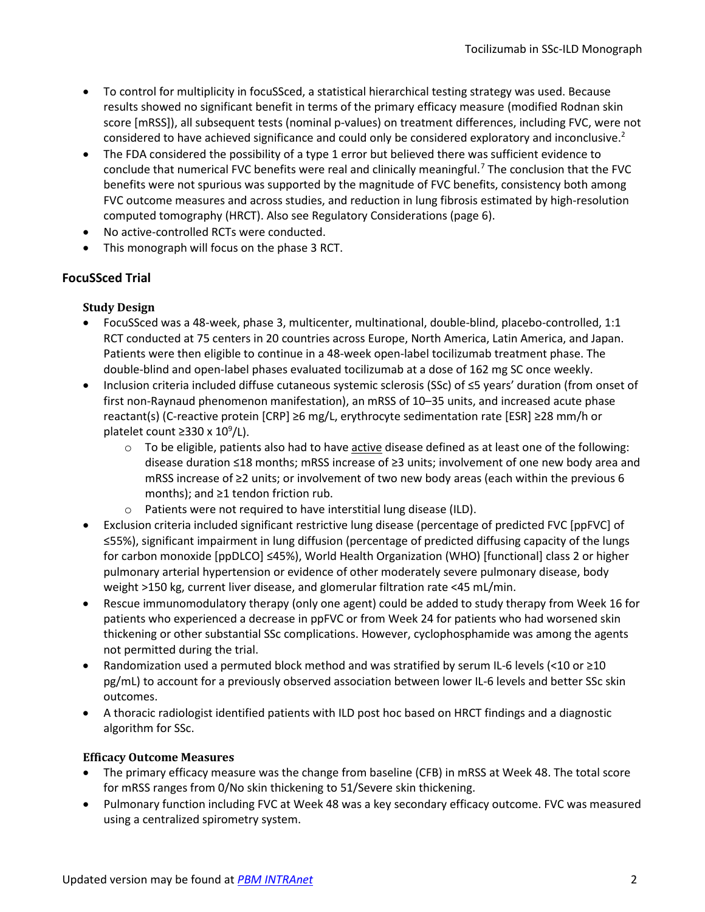- To control for multiplicity in focuSSced, a statistical hierarchical testing strategy was used. Because results showed no significant benefit in terms of the primary efficacy measure (modified Rodnan skin score [mRSS]), all subsequent tests (nominal p-values) on treatment differences, including FVC, were not considered to have achieved significance and could only be considered exploratory and inconclusive.[2]
- The FDA considered the possibility of a type 1 error but believed there was sufficient evidence to conclude that numerical FVC benefits were real and clinically meaningful.[7] The conclusion that the FVC benefits were not spurious was supported by the magnitude of FVC benefits, consistency both among FVC outcome measures and across studies, and reduction in lung fibrosis estimated by high-resolution computed tomography (HRCT). Also see Regulatory Considerations (page 6).
- No active-controlled RCTs were conducted.
- This monograph will focus on the phase 3 RCT.

## FocuSSced Trial

### Study Design

- FocuSSced was a 48-week, phase 3, multicenter, multinational, double-blind, placebo-controlled, 1:1 RCT conducted at 75 centers in 20 countries across Europe, North America, Latin America, and Japan. Patients were then eligible to continue in a 48-week open-label tocilizumab treatment phase. The double-blind and open-label phases evaluated tocilizumab at a dose of 162 mg SC once weekly.
- Inclusion criteria included diffuse cutaneous systemic sclerosis (SSc) of ≤5 years' duration (from onset of first non-Raynaud phenomenon manifestation), an mRSS of 10–35 units, and increased acute phase reactant(s) (C-reactive protein [CRP] ≥6 mg/L, erythrocyte sedimentation rate [ESR] ≥28 mm/h or platelet count ≥330 x $10^9$/L).
  - To be eligible, patients also had to have active disease defined as at least one of the following: disease duration ≤18 months; mRSS increase of ≥3 units; involvement of one new body area and mRSS increase of ≥2 units; or involvement of two new body areas (each within the previous 6 months); and ≥1 tendon friction rub.
  - Patients were not required to have interstitial lung disease (ILD).
- Exclusion criteria included significant restrictive lung disease (percentage of predicted FVC [ppFVC] of ≤55%), significant impairment in lung diffusion (percentage of predicted diffusing capacity of the lungs for carbon monoxide [ppDLCO] ≤45%), World Health Organization (WHO) [functional] class 2 or higher pulmonary arterial hypertension or evidence of other moderately severe pulmonary disease, body weight >150 kg, current liver disease, and glomerular filtration rate <45 mL/min.
- Rescue immunomodulatory therapy (only one agent) could be added to study therapy from Week 16 for patients who experienced a decrease in ppFVC or from Week 24 for patients who had worsened skin thickening or other substantial SSc complications. However, cyclophosphamide was among the agents not permitted during the trial.
- Randomization used a permuted block method and was stratified by serum IL-6 levels (<10 or ≥10 pg/mL) to account for a previously observed association between lower IL-6 levels and better SSc skin outcomes.
- A thoracic radiologist identified patients with ILD post hoc based on HRCT findings and a diagnostic algorithm for SSc.

### Efficacy Outcome Measures

- The primary efficacy measure was the change from baseline (CFB) in mRSS at Week 48. The total score for mRSS ranges from 0/No skin thickening to 51/Severe skin thickening.
- Pulmonary function including FVC at Week 48 was a key secondary efficacy outcome. FVC was measured using a centralized spirometry system.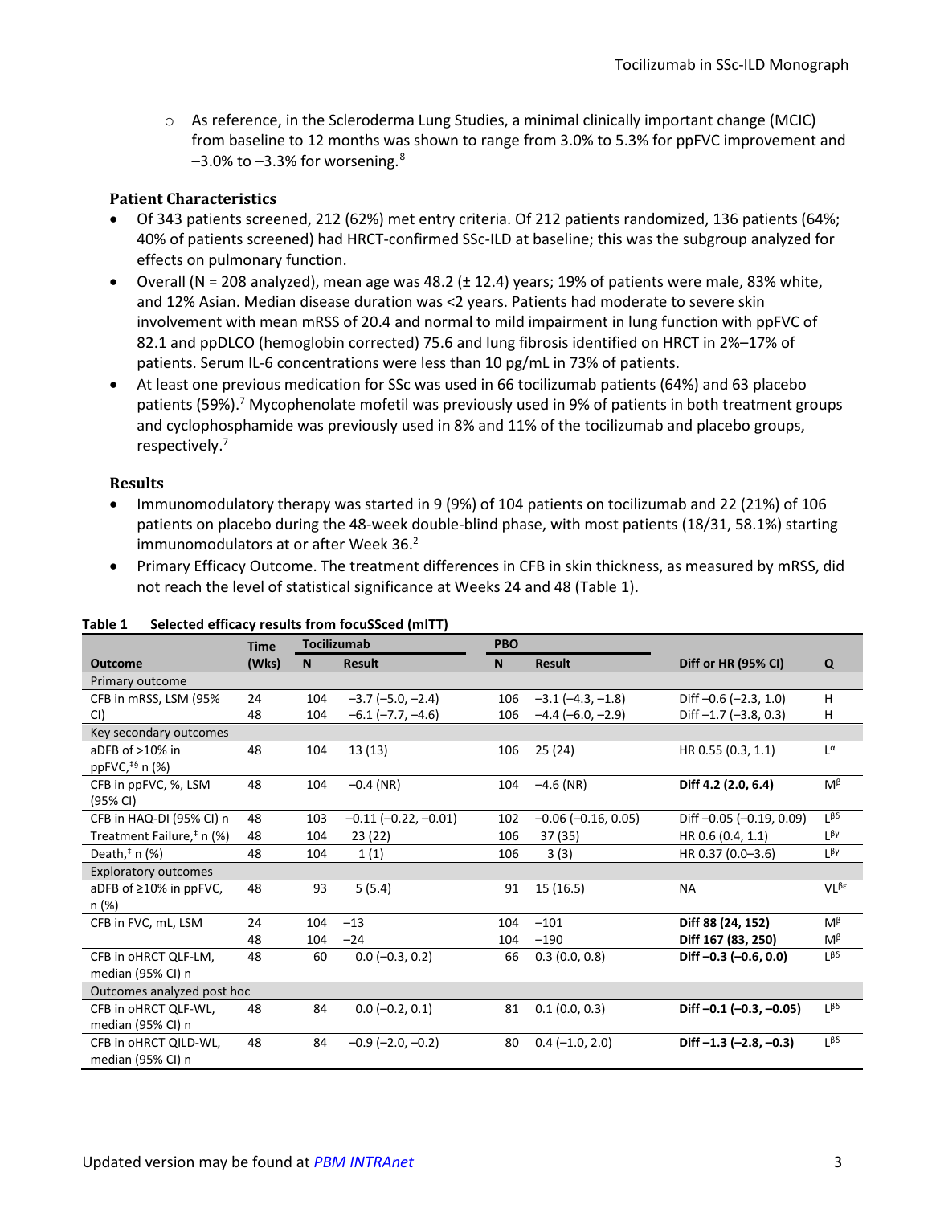- As reference, in the Scleroderma Lung Studies, a minimal clinically important change (MCIC) from baseline to 12 months was shown to range from 3.0% to 5.3% for ppFVC improvement and −3.0% to −3.3% for worsening.[8]

### Patient Characteristics

- Of 343 patients screened, 212 (62%) met entry criteria. Of 212 patients randomized, 136 patients (64%; 40% of patients screened) had HRCT-confirmed SSc-ILD at baseline; this was the subgroup analyzed for effects on pulmonary function.
- Overall (N = 208 analyzed), mean age was 48.2 (± 12.4) years; 19% of patients were male, 83% white, and 12% Asian. Median disease duration was <2 years. Patients had moderate to severe skin involvement with mean mRSS of 20.4 and normal to mild impairment in lung function with ppFVC of 82.1 and ppDLCO (hemoglobin corrected) 75.6 and lung fibrosis identified on HRCT in 2%–17% of patients. Serum IL-6 concentrations were less than 10 pg/mL in 73% of patients.
- At least one previous medication for SSc was used in 66 tocilizumab patients (64%) and 63 placebo patients (59%).[7] Mycophenolate mofetil was previously used in 9% of patients in both treatment groups and cyclophosphamide was previously used in 8% and 11% of the tocilizumab and placebo groups, respectively.[7]

### Results

- Immunomodulatory therapy was started in 9 (9%) of 104 patients on tocilizumab and 22 (21%) of 106 patients on placebo during the 48-week double-blind phase, with most patients (18/31, 58.1%) starting immunomodulators at or after Week 36.[2]
- Primary Efficacy Outcome. The treatment differences in CFB in skin thickness, as measured by mRSS, did not reach the level of statistical significance at Weeks 24 and 48 (Table 1).

**Table 1 Selected efficacy results from focuSSced (mITT)**

| Outcome | Time (Wks) | Tocilizumab N | Tocilizumab Result | PBO N | PBO Result | Diff or HR (95% CI) | Q |
|---|---|---|---|---|---|---|---|
| **Primary outcome** | | | | | | | |
| CFB in mRSS, LSM (95% CI) | 24 | 104 | −3.7 (−5.0, −2.4) | 106 | −3.1 (−4.3, −1.8) | Diff −0.6 (−2.3, 1.0) | H |
| | 48 | 104 | −6.1 (−7.7, −4.6) | 106 | −4.4 (−6.0, −2.9) | Diff −1.7 (−3.8, 0.3) | H |
| **Key secondary outcomes** | | | | | | | |
| aDFB of >10% in ppFVC,‡§ n (%) | 48 | 104 | 13 (13) | 106 | 25 (24) | HR 0.55 (0.3, 1.1) | Lα |
| CFB in ppFVC, %, LSM (95% CI) | 48 | 104 | −0.4 (NR) | 104 | −4.6 (NR) | **Diff 4.2 (2.0, 6.4)** | Mβ |
| CFB in HAQ-DI (95% CI) n | 48 | 103 | −0.11 (−0.22, −0.01) | 102 | −0.06 (−0.16, 0.05) | Diff −0.05 (−0.19, 0.09) | Lβδ |
| Treatment Failure,‡ n (%) | 48 | 104 | 23 (22) | 106 | 37 (35) | HR 0.6 (0.4, 1.1) | Lβγ |
| Death,‡ n (%) | 48 | 104 | 1 (1) | 106 | 3 (3) | HR 0.37 (0.0–3.6) | Lβγ |
| **Exploratory outcomes** | | | | | | | |
| aDFB of ≥10% in ppFVC, n (%) | 48 | 93 | 5 (5.4) | 91 | 15 (16.5) | NA | VLβε |
| CFB in FVC, mL, LSM | 24 | 104 | −13 | 104 | −101 | **Diff 88 (24, 152)** | Mβ |
| | 48 | 104 | −24 | 104 | −190 | **Diff 167 (83, 250)** | Mβ |
| CFB in oHRCT QLF-LM, median (95% CI) n | 48 | 60 | 0.0 (−0.3, 0.2) | 66 | 0.3 (0.0, 0.8) | **Diff −0.3 (−0.6, 0.0)** | Lβδ |
| **Outcomes analyzed post hoc** | | | | | | | |
| CFB in oHRCT QLF-WL, median (95% CI) n | 48 | 84 | 0.0 (−0.2, 0.1) | 81 | 0.1 (0.0, 0.3) | **Diff −0.1 (−0.3, −0.05)** | Lβδ |
| CFB in oHRCT QILD-WL, median (95% CI) n | 48 | 84 | −0.9 (−2.0, −0.2) | 80 | 0.4 (−1.0, 2.0) | **Diff −1.3 (−2.8, −0.3)** | Lβδ |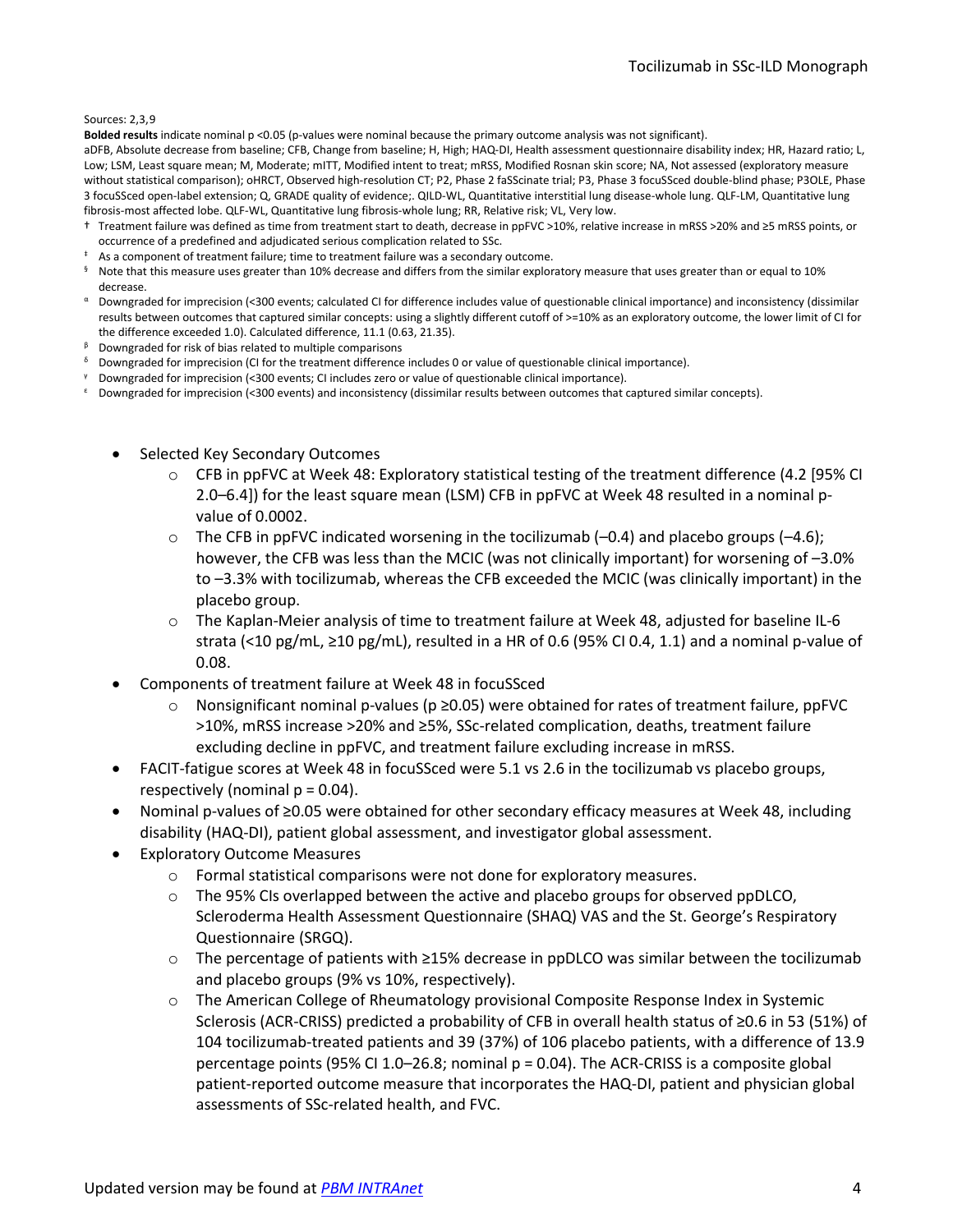Sources: 2,3,9

**Bolded results** indicate nominal p <0.05 (p-values were nominal because the primary outcome analysis was not significant).

aDFB, Absolute decrease from baseline; CFB, Change from baseline; H, High; HAQ-DI, Health assessment questionnaire disability index; HR, Hazard ratio; L, Low; LSM, Least square mean; M, Moderate; mITT, Modified intent to treat; mRSS, Modified Rosnan skin score; NA, Not assessed (exploratory measure without statistical comparison); oHRCT, Observed high-resolution CT; P2, Phase 2 faSScinate trial; P3, Phase 3 focuSSced double-blind phase; P3OLE, Phase 3 focuSSced open-label extension; Q, GRADE quality of evidence;. QILD-WL, Quantitative interstitial lung disease-whole lung. QLF-LM, Quantitative lung fibrosis-most affected lobe. QLF-WL, Quantitative lung fibrosis-whole lung; RR, Relative risk; VL, Very low.

† Treatment failure was defined as time from treatment start to death, decrease in ppFVC >10%, relative increase in mRSS >20% and ≥5 mRSS points, or occurrence of a predefined and adjudicated serious complication related to SSc.

‡ As a component of treatment failure; time to treatment failure was a secondary outcome.

§ Note that this measure uses greater than 10% decrease and differs from the similar exploratory measure that uses greater than or equal to 10% decrease.

α Downgraded for imprecision (<300 events; calculated CI for difference includes value of questionable clinical importance) and inconsistency (dissimilar results between outcomes that captured similar concepts: using a slightly different cutoff of >=10% as an exploratory outcome, the lower limit of CI for the difference exceeded 1.0). Calculated difference, 11.1 (0.63, 21.35).

β Downgraded for risk of bias related to multiple comparisons

δ Downgraded for imprecision (CI for the treatment difference includes 0 or value of questionable clinical importance).

γ Downgraded for imprecision (<300 events; CI includes zero or value of questionable clinical importance).

ε Downgraded for imprecision (<300 events) and inconsistency (dissimilar results between outcomes that captured similar concepts).

- Selected Key Secondary Outcomes
  - CFB in ppFVC at Week 48: Exploratory statistical testing of the treatment difference (4.2 [95% CI 2.0–6.4]) for the least square mean (LSM) CFB in ppFVC at Week 48 resulted in a nominal p-value of 0.0002.
  - The CFB in ppFVC indicated worsening in the tocilizumab (–0.4) and placebo groups (–4.6); however, the CFB was less than the MCIC (was not clinically important) for worsening of –3.0% to –3.3% with tocilizumab, whereas the CFB exceeded the MCIC (was clinically important) in the placebo group.
  - The Kaplan-Meier analysis of time to treatment failure at Week 48, adjusted for baseline IL-6 strata (<10 pg/mL, ≥10 pg/mL), resulted in a HR of 0.6 (95% CI 0.4, 1.1) and a nominal p-value of 0.08.
- Components of treatment failure at Week 48 in focuSSced
  - Nonsignificant nominal p-values (p ≥0.05) were obtained for rates of treatment failure, ppFVC >10%, mRSS increase >20% and ≥5%, SSc-related complication, deaths, treatment failure excluding decline in ppFVC, and treatment failure excluding increase in mRSS.
- FACIT-fatigue scores at Week 48 in focuSSced were 5.1 vs 2.6 in the tocilizumab vs placebo groups, respectively (nominal p = 0.04).
- Nominal p-values of ≥0.05 were obtained for other secondary efficacy measures at Week 48, including disability (HAQ-DI), patient global assessment, and investigator global assessment.
- Exploratory Outcome Measures
  - Formal statistical comparisons were not done for exploratory measures.
  - The 95% CIs overlapped between the active and placebo groups for observed ppDLCO, Scleroderma Health Assessment Questionnaire (SHAQ) VAS and the St. George's Respiratory Questionnaire (SRGQ).
  - The percentage of patients with ≥15% decrease in ppDLCO was similar between the tocilizumab and placebo groups (9% vs 10%, respectively).
  - The American College of Rheumatology provisional Composite Response Index in Systemic Sclerosis (ACR-CRISS) predicted a probability of CFB in overall health status of ≥0.6 in 53 (51%) of 104 tocilizumab-treated patients and 39 (37%) of 106 placebo patients, with a difference of 13.9 percentage points (95% CI 1.0–26.8; nominal p = 0.04). The ACR-CRISS is a composite global patient-reported outcome measure that incorporates the HAQ-DI, patient and physician global assessments of SSc-related health, and FVC.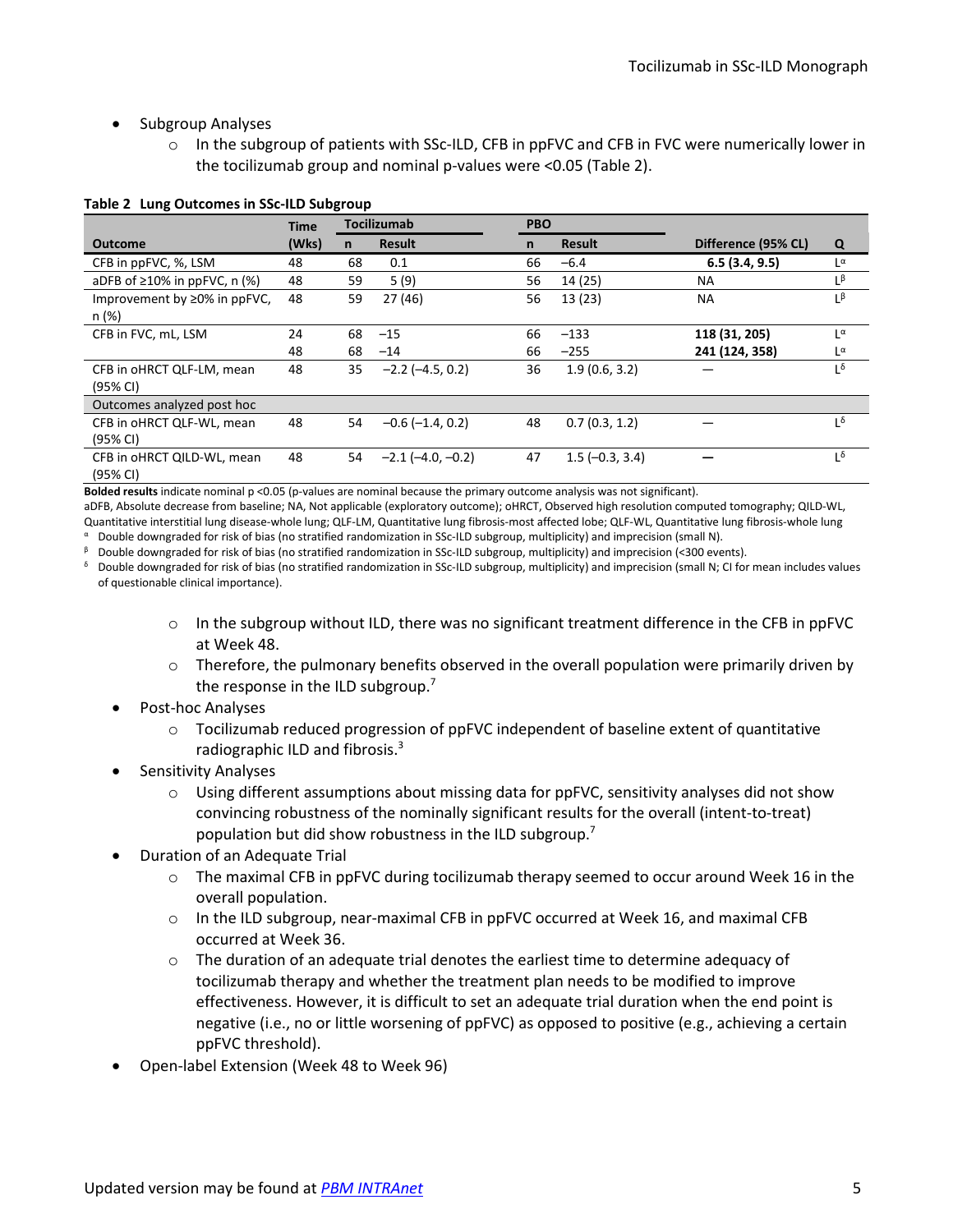- Subgroup Analyses
  - In the subgroup of patients with SSc-ILD, CFB in ppFVC and CFB in FVC were numerically lower in the tocilizumab group and nominal p-values were <0.05 (Table 2).

**Table 2 Lung Outcomes in SSc-ILD Subgroup**

| Outcome | Time (Wks) | Tocilizumab n | Tocilizumab Result | PBO n | PBO Result | Difference (95% CL) | Q |
|---|---|---|---|---|---|---|---|
| CFB in ppFVC, %, LSM | 48 | 68 | 0.1 | 66 | −6.4 | **6.5 (3.4, 9.5)** | L$^{\alpha}$ |
| aDFB of ≥10% in ppFVC, n (%) | 48 | 59 | 5 (9) | 56 | 14 (25) | NA | L$^{\beta}$ |
| Improvement by ≥0% in ppFVC, n (%) | 48 | 59 | 27 (46) | 56 | 13 (23) | NA | L$^{\beta}$ |
| CFB in FVC, mL, LSM | 24 | 68 | −15 | 66 | −133 | **118 (31, 205)** | L$^{\alpha}$ |
| | 48 | 68 | −14 | 66 | −255 | **241 (124, 358)** | L$^{\alpha}$ |
| CFB in oHRCT QLF-LM, mean (95% CI) | 48 | 35 | −2.2 (−4.5, 0.2) | 36 | 1.9 (0.6, 3.2) | — | L$^{\delta}$ |
| Outcomes analyzed post hoc | | | | | | | |
| CFB in oHRCT QLF-WL, mean (95% CI) | 48 | 54 | −0.6 (−1.4, 0.2) | 48 | 0.7 (0.3, 1.2) | — | L$^{\delta}$ |
| CFB in oHRCT QILD-WL, mean (95% CI) | 48 | 54 | −2.1 (−4.0, −0.2) | 47 | 1.5 (−0.3, 3.4) | — | L$^{\delta}$ |

**Bolded results** indicate nominal p <0.05 (p-values are nominal because the primary outcome analysis was not significant).
aDFB, Absolute decrease from baseline; NA, Not applicable (exploratory outcome); oHRCT, Observed high resolution computed tomography; QILD-WL, Quantitative interstitial lung disease-whole lung; QLF-LM, Quantitative lung fibrosis-most affected lobe; QLF-WL, Quantitative lung fibrosis-whole lung
$^{\alpha}$ Double downgraded for risk of bias (no stratified randomization in SSc-ILD subgroup, multiplicity) and imprecision (small N).
$^{\beta}$ Double downgraded for risk of bias (no stratified randomization in SSc-ILD subgroup, multiplicity) and imprecision (<300 events).
$^{\delta}$ Double downgraded for risk of bias (no stratified randomization in SSc-ILD subgroup, multiplicity) and imprecision (small N; CI for mean includes values of questionable clinical importance).

  - In the subgroup without ILD, there was no significant treatment difference in the CFB in ppFVC at Week 48.
  - Therefore, the pulmonary benefits observed in the overall population were primarily driven by the response in the ILD subgroup.[7]
- Post-hoc Analyses
  - Tocilizumab reduced progression of ppFVC independent of baseline extent of quantitative radiographic ILD and fibrosis.[3]
- Sensitivity Analyses
  - Using different assumptions about missing data for ppFVC, sensitivity analyses did not show convincing robustness of the nominally significant results for the overall (intent-to-treat) population but did show robustness in the ILD subgroup.[7]
- Duration of an Adequate Trial
  - The maximal CFB in ppFVC during tocilizumab therapy seemed to occur around Week 16 in the overall population.
  - In the ILD subgroup, near-maximal CFB in ppFVC occurred at Week 16, and maximal CFB occurred at Week 36.
  - The duration of an adequate trial denotes the earliest time to determine adequacy of tocilizumab therapy and whether the treatment plan needs to be modified to improve effectiveness. However, it is difficult to set an adequate trial duration when the end point is negative (i.e., no or little worsening of ppFVC) as opposed to positive (e.g., achieving a certain ppFVC threshold).
- Open-label Extension (Week 48 to Week 96)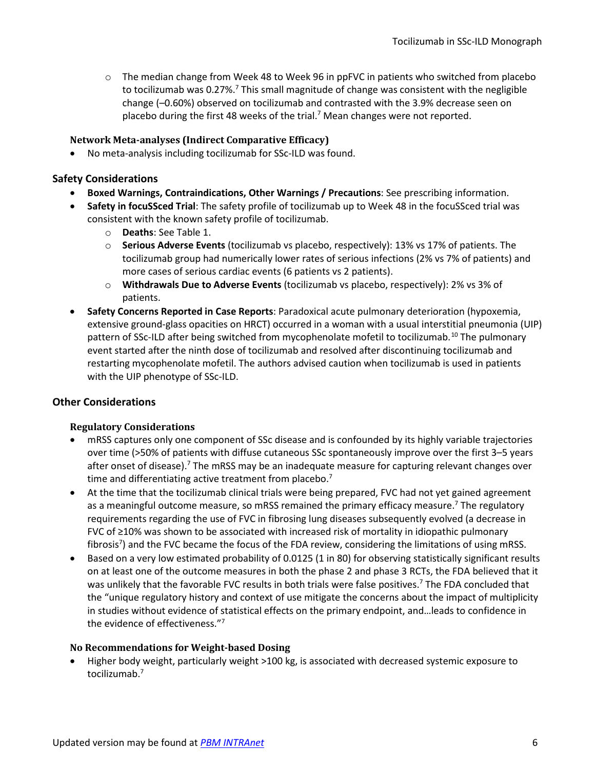- The median change from Week 48 to Week 96 in ppFVC in patients who switched from placebo to tocilizumab was 0.27%.[7] This small magnitude of change was consistent with the negligible change (–0.60%) observed on tocilizumab and contrasted with the 3.9% decrease seen on placebo during the first 48 weeks of the trial.[7] Mean changes were not reported.

### Network Meta-analyses (Indirect Comparative Efficacy)

- No meta-analysis including tocilizumab for SSc-ILD was found.

## Safety Considerations

- **Boxed Warnings, Contraindications, Other Warnings / Precautions**: See prescribing information.
- **Safety in focuSSced Trial**: The safety profile of tocilizumab up to Week 48 in the focuSSced trial was consistent with the known safety profile of tocilizumab.
    - **Deaths**: See Table 1.
    - **Serious Adverse Events** (tocilizumab vs placebo, respectively): 13% vs 17% of patients. The tocilizumab group had numerically lower rates of serious infections (2% vs 7% of patients) and more cases of serious cardiac events (6 patients vs 2 patients).
    - **Withdrawals Due to Adverse Events** (tocilizumab vs placebo, respectively): 2% vs 3% of patients.
- **Safety Concerns Reported in Case Reports**: Paradoxical acute pulmonary deterioration (hypoxemia, extensive ground-glass opacities on HRCT) occurred in a woman with a usual interstitial pneumonia (UIP) pattern of SSc-ILD after being switched from mycophenolate mofetil to tocilizumab.[10] The pulmonary event started after the ninth dose of tocilizumab and resolved after discontinuing tocilizumab and restarting mycophenolate mofetil. The authors advised caution when tocilizumab is used in patients with the UIP phenotype of SSc-ILD.

## Other Considerations

### Regulatory Considerations

- mRSS captures only one component of SSc disease and is confounded by its highly variable trajectories over time (>50% of patients with diffuse cutaneous SSc spontaneously improve over the first 3–5 years after onset of disease).[7] The mRSS may be an inadequate measure for capturing relevant changes over time and differentiating active treatment from placebo.[7]
- At the time that the tocilizumab clinical trials were being prepared, FVC had not yet gained agreement as a meaningful outcome measure, so mRSS remained the primary efficacy measure.[7] The regulatory requirements regarding the use of FVC in fibrosing lung diseases subsequently evolved (a decrease in FVC of ≥10% was shown to be associated with increased risk of mortality in idiopathic pulmonary fibrosis[7]) and the FVC became the focus of the FDA review, considering the limitations of using mRSS.
- Based on a very low estimated probability of 0.0125 (1 in 80) for observing statistically significant results on at least one of the outcome measures in both the phase 2 and phase 3 RCTs, the FDA believed that it was unlikely that the favorable FVC results in both trials were false positives.[7] The FDA concluded that the "unique regulatory history and context of use mitigate the concerns about the impact of multiplicity in studies without evidence of statistical effects on the primary endpoint, and…leads to confidence in the evidence of effectiveness."[7]

### No Recommendations for Weight-based Dosing

- Higher body weight, particularly weight >100 kg, is associated with decreased systemic exposure to tocilizumab.[7]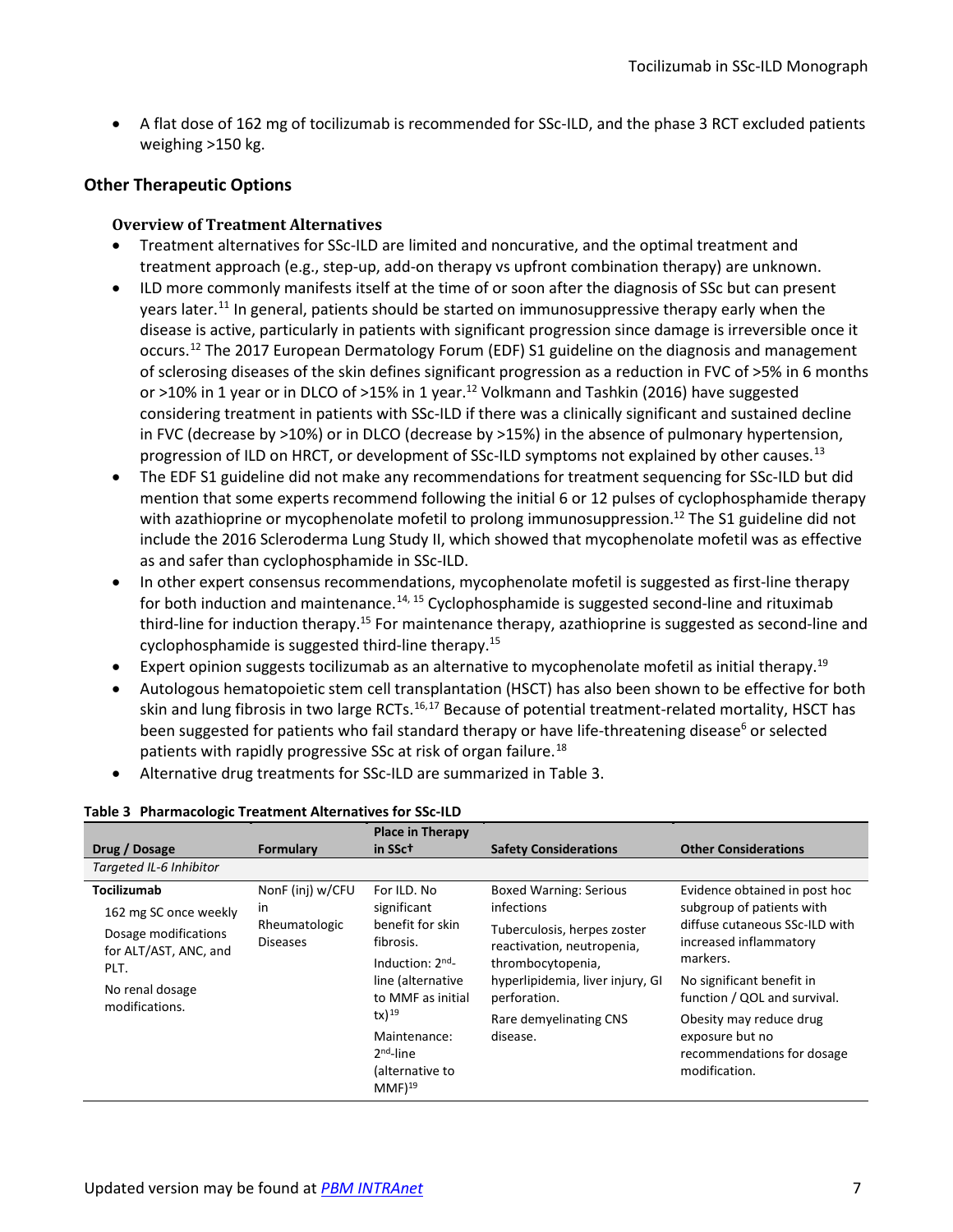- A flat dose of 162 mg of tocilizumab is recommended for SSc-ILD, and the phase 3 RCT excluded patients weighing >150 kg.

## Other Therapeutic Options

### Overview of Treatment Alternatives

- Treatment alternatives for SSc-ILD are limited and noncurative, and the optimal treatment and treatment approach (e.g., step-up, add-on therapy vs upfront combination therapy) are unknown.
- ILD more commonly manifests itself at the time of or soon after the diagnosis of SSc but can present years later.[11] In general, patients should be started on immunosuppressive therapy early when the disease is active, particularly in patients with significant progression since damage is irreversible once it occurs.[12] The 2017 European Dermatology Forum (EDF) S1 guideline on the diagnosis and management of sclerosing diseases of the skin defines significant progression as a reduction in FVC of >5% in 6 months or >10% in 1 year or in DLCO of >15% in 1 year.[12] Volkmann and Tashkin (2016) have suggested considering treatment in patients with SSc-ILD if there was a clinically significant and sustained decline in FVC (decrease by >10%) or in DLCO (decrease by >15%) in the absence of pulmonary hypertension, progression of ILD on HRCT, or development of SSc-ILD symptoms not explained by other causes.[13]
- The EDF S1 guideline did not make any recommendations for treatment sequencing for SSc-ILD but did mention that some experts recommend following the initial 6 or 12 pulses of cyclophosphamide therapy with azathioprine or mycophenolate mofetil to prolong immunosuppression.[12] The S1 guideline did not include the 2016 Scleroderma Lung Study II, which showed that mycophenolate mofetil was as effective as and safer than cyclophosphamide in SSc-ILD.
- In other expert consensus recommendations, mycophenolate mofetil is suggested as first-line therapy for both induction and maintenance.[14, 15] Cyclophosphamide is suggested second-line and rituximab third-line for induction therapy.[15] For maintenance therapy, azathioprine is suggested as second-line and cyclophosphamide is suggested third-line therapy.[15]
- Expert opinion suggests tocilizumab as an alternative to mycophenolate mofetil as initial therapy.[19]
- Autologous hematopoietic stem cell transplantation (HSCT) has also been shown to be effective for both skin and lung fibrosis in two large RCTs.[16,17] Because of potential treatment-related mortality, HSCT has been suggested for patients who fail standard therapy or have life-threatening disease[6] or selected patients with rapidly progressive SSc at risk of organ failure.[18]
- Alternative drug treatments for SSc-ILD are summarized in Table 3.

**Table 3 Pharmacologic Treatment Alternatives for SSc-ILD**

| Drug / Dosage | Formulary | Place in Therapy in SSc† | Safety Considerations | Other Considerations |
|---|---|---|---|---|
| *Targeted IL-6 Inhibitor* | | | | |
| **Tocilizumab**<br>162 mg SC once weekly<br>Dosage modifications for ALT/AST, ANC, and PLT.<br>No renal dosage modifications. | NonF (inj) w/CFU in Rheumatologic Diseases | For ILD. No significant benefit for skin fibrosis.<br>Induction: 2nd-line (alternative to MMF as initial tx)[19]<br>Maintenance: 2nd-line (alternative to MMF)[19] | Boxed Warning: Serious infections<br>Tuberculosis, herpes zoster reactivation, neutropenia, thrombocytopenia, hyperlipidemia, liver injury, GI perforation.<br>Rare demyelinating CNS disease. | Evidence obtained in post hoc subgroup of patients with diffuse cutaneous SSc-ILD with increased inflammatory markers.<br>No significant benefit in function / QOL and survival.<br>Obesity may reduce drug exposure but no recommendations for dosage modification. |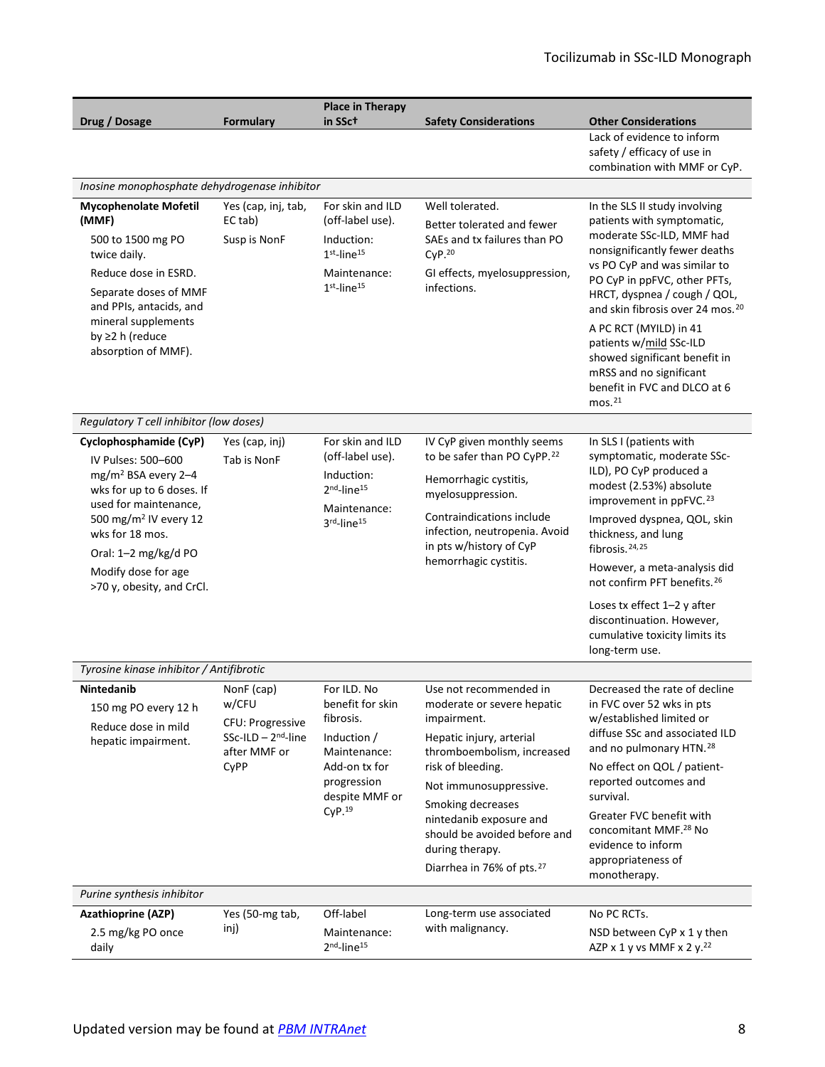| Drug / Dosage | Formulary | Place in Therapy in SSc† | Safety Considerations | Other Considerations |
|---|---|---|---|---|
| | | | | Lack of evidence to inform safety / efficacy of use in combination with MMF or CyP. |
| *Inosine monophosphate dehydrogenase inhibitor* | | | | |
| **Mycophenolate Mofetil (MMF)**<br>500 to 1500 mg PO twice daily.<br>Reduce dose in ESRD.<br>Separate doses of MMF and PPIs, antacids, and mineral supplements by ≥2 h (reduce absorption of MMF). | Yes (cap, inj, tab, EC tab)<br>Susp is NonF | For skin and ILD (off-label use).<br>Induction: 1st-line[15]<br>Maintenance: 1st-line[15] | Well tolerated.<br>Better tolerated and fewer SAEs and tx failures than PO CyP.[20]<br>GI effects, myelosuppression, infections. | In the SLS II study involving patients with symptomatic, moderate SSc-ILD, MMF had nonsignificantly fewer deaths vs PO CyP and was similar to PO CyP in ppFVC, other PFTs, HRCT, dyspnea / cough / QOL, and skin fibrosis over 24 mos.[20]<br>A PC RCT (MYILD) in 41 patients w/mild SSc-ILD showed significant benefit in mRSS and no significant benefit in FVC and DLCO at 6 mos.[21] |
| *Regulatory T cell inhibitor (low doses)* | | | | |
| **Cyclophosphamide (CyP)**<br>IV Pulses: 500–600 mg/m² BSA every 2–4 wks for up to 6 doses. If used for maintenance, 500 mg/m² IV every 12 wks for 18 mos.<br>Oral: 1–2 mg/kg/d PO<br>Modify dose for age >70 y, obesity, and CrCl. | Yes (cap, inj)<br>Tab is NonF | For skin and ILD (off-label use).<br>Induction: 2nd-line[15]<br>Maintenance: 3rd-line[15] | IV CyP given monthly seems to be safer than PO CyPP.[22]<br>Hemorrhagic cystitis, myelosuppression.<br>Contraindications include infection, neutropenia. Avoid in pts w/history of CyP hemorrhagic cystitis. | In SLS I (patients with symptomatic, moderate SSc-ILD), PO CyP produced a modest (2.53%) absolute improvement in ppFVC.[23]<br>Improved dyspnea, QOL, skin thickness, and lung fibrosis.[24,25]<br>However, a meta-analysis did not confirm PFT benefits.[26]<br>Loses tx effect 1–2 y after discontinuation. However, cumulative toxicity limits its long-term use. |
| *Tyrosine kinase inhibitor / Antifibrotic* | | | | |
| **Nintedanib**<br>150 mg PO every 12 h<br>Reduce dose in mild hepatic impairment. | NonF (cap) w/CFU<br>CFU: Progressive SSc-ILD – 2nd-line after MMF or CyPP | For ILD. No benefit for skin fibrosis.<br>Induction / Maintenance: Add-on tx for progression despite MMF or CyP.[19] | Use not recommended in moderate or severe hepatic impairment.<br>Hepatic injury, arterial thromboembolism, increased risk of bleeding.<br>Not immunosuppressive.<br>Smoking decreases nintedanib exposure and should be avoided before and during therapy.<br>Diarrhea in 76% of pts.[27] | Decreased the rate of decline in FVC over 52 wks in pts w/established limited or diffuse SSc and associated ILD and no pulmonary HTN.[28]<br>No effect on QOL / patient-reported outcomes and survival.<br>Greater FVC benefit with concomitant MMF.[28] No evidence to inform appropriateness of monotherapy. |
| *Purine synthesis inhibitor* | | | | |
| **Azathioprine (AZP)**<br>2.5 mg/kg PO once daily | Yes (50-mg tab, inj) | Off-label<br>Maintenance: 2nd-line[15] | Long-term use associated with malignancy. | No PC RCTs.<br>NSD between CyP x 1 y then AZP x 1 y vs MMF x 2 y.[22] |

Updated version may be found at [PBM INTRAnet]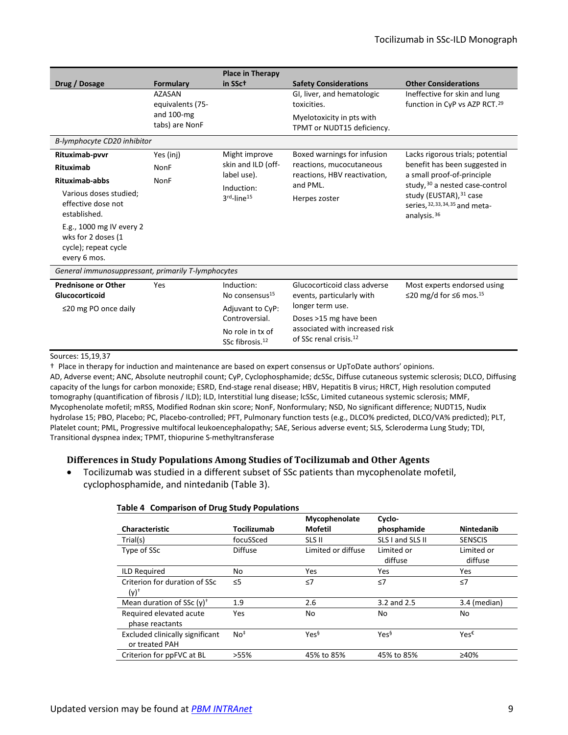| Drug / Dosage | Formulary | Place in Therapy in SSc† | Safety Considerations | Other Considerations |
|---|---|---|---|---|
| | AZASAN equivalents (75- and 100-mg tabs) are NonF | | GI, liver, and hematologic toxicities.<br>Myelotoxicity in pts with TPMT or NUDT15 deficiency. | Ineffective for skin and lung function in CyP vs AZP RCT.[29] |
| *B-lymphocyte CD20 inhibitor* | | | | |
| **Rituximab-pvvr**<br>**Rituximab**<br>**Rituximab-abbs**<br>Various doses studied; effective dose not established.<br>E.g., 1000 mg IV every 2 wks for 2 doses (1 cycle); repeat cycle every 6 mos. | Yes (inj)<br>NonF<br>NonF | Might improve skin and ILD (off-label use).<br>Induction: 3rd-line[15] | Boxed warnings for infusion reactions, mucocutaneous reactions, HBV reactivation, and PML.<br>Herpes zoster | Lacks rigorous trials; potential benefit has been suggested in a small proof-of-principle study,[30] a nested case-control study (EUSTAR),[31] case series,[32,33,34,35] and meta-analysis.[36] |
| *General immunosuppressant, primarily T-lymphocytes* | | | | |
| **Prednisone or Other Glucocorticoid**<br>≤20 mg PO once daily | Yes | Induction: No consensus[15]<br>Adjuvant to CyP: Controversial.<br>No role in tx of SSc fibrosis.[12] | Glucocorticoid class adverse events, particularly with longer term use.<br>Doses >15 mg have been associated with increased risk of SSc renal crisis.[12] | Most experts endorsed using ≤20 mg/d for ≤6 mos.[15] |

Sources: 15,19,37

† Place in therapy for induction and maintenance are based on expert consensus or UpToDate authors' opinions.

AD, Adverse event; ANC, Absolute neutrophil count; CyP, Cyclophosphamide; dcSSc, Diffuse cutaneous systemic sclerosis; DLCO, Diffusing capacity of the lungs for carbon monoxide; ESRD, End-stage renal disease; HBV, Hepatitis B virus; HRCT, High resolution computed tomography (quantification of fibrosis / ILD); ILD, Interstitial lung disease; lcSSc, Limited cutaneous systemic sclerosis; MMF, Mycophenolate mofetil; mRSS, Modified Rodnan skin score; NonF, Nonformulary; NSD, No significant difference; NUDT15, Nudix hydrolase 15; PBO, Placebo; PC, Placebo-controlled; PFT, Pulmonary function tests (e.g., DLCO% predicted, DLCO/VA% predicted); PLT, Platelet count; PML, Progressive multifocal leukoencephalopathy; SAE, Serious adverse event; SLS, Scleroderma Lung Study; TDI, Transitional dyspnea index; TPMT, thiopurine S-methyltransferase

### Differences in Study Populations Among Studies of Tocilizumab and Other Agents

- Tocilizumab was studied in a different subset of SSc patients than mycophenolate mofetil, cyclophosphamide, and nintedanib (Table 3).

**Table 4 Comparison of Drug Study Populations**

| Characteristic | Tocilizumab | Mycophenolate Mofetil | Cyclo-phosphamide | Nintedanib |
|---|---|---|---|---|
| Trial(s) | focuSSced | SLS II | SLS I and SLS II | SENSCIS |
| Type of SSc | Diffuse | Limited or diffuse | Limited or diffuse | Limited or diffuse |
| ILD Required | No | Yes | Yes | Yes |
| Criterion for duration of SSc (y)† | ≤5 | ≤7 | ≤7 | ≤7 |
| Mean duration of SSc (y)† | 1.9 | 2.6 | 3.2 and 2.5 | 3.4 (median) |
| Required elevated acute phase reactants | Yes | No | No | No |
| Excluded clinically significant or treated PAH | No‡ | Yes§ | Yes§ | Yes€ |
| Criterion for ppFVC at BL | >55% | 45% to 85% | 45% to 85% | ≥40% |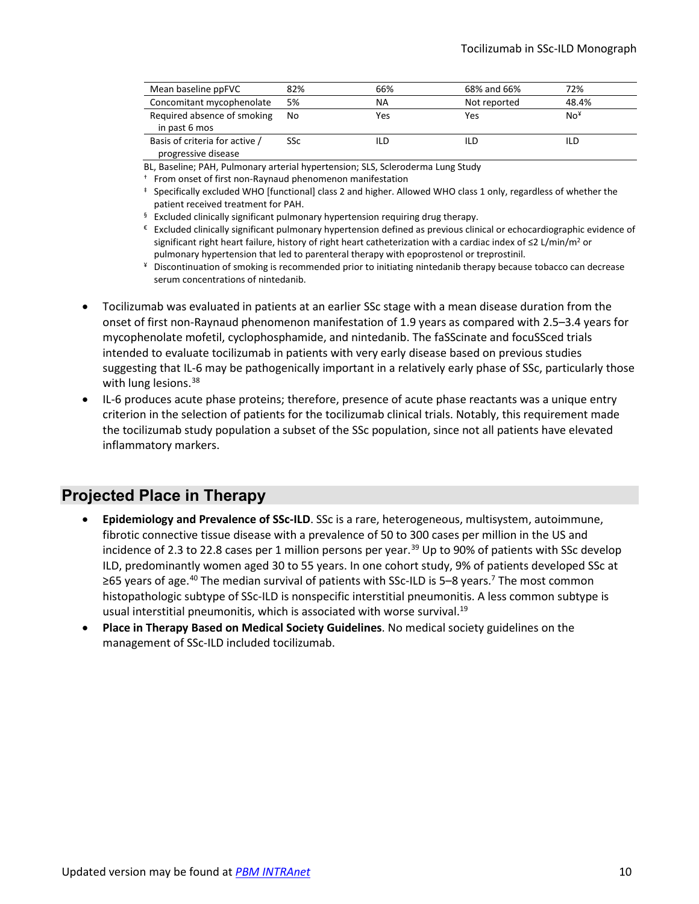| | | | | |
|---|---|---|---|---|
| Mean baseline ppFVC | 82% | 66% | 68% and 66% | 72% |
| Concomitant mycophenolate | 5% | NA | Not reported | 48.4% |
| Required absence of smoking in past 6 mos | No | Yes | Yes | No[¥] |
| Basis of criteria for active / progressive disease | SSc | ILD | ILD | ILD |

BL, Baseline; PAH, Pulmonary arterial hypertension; SLS, Scleroderma Lung Study

[†] From onset of first non-Raynaud phenomenon manifestation

[‡] Specifically excluded WHO [functional] class 2 and higher. Allowed WHO class 1 only, regardless of whether the patient received treatment for PAH.

[§] Excluded clinically significant pulmonary hypertension requiring drug therapy.

[€] Excluded clinically significant pulmonary hypertension defined as previous clinical or echocardiographic evidence of significant right heart failure, history of right heart catheterization with a cardiac index of ≤2 L/min/m² or pulmonary hypertension that led to parenteral therapy with epoprostenol or treprostinil.

[¥] Discontinuation of smoking is recommended prior to initiating nintedanib therapy because tobacco can decrease serum concentrations of nintedanib.

- Tocilizumab was evaluated in patients at an earlier SSc stage with a mean disease duration from the onset of first non-Raynaud phenomenon manifestation of 1.9 years as compared with 2.5–3.4 years for mycophenolate mofetil, cyclophosphamide, and nintedanib. The faSScinate and focuSSced trials intended to evaluate tocilizumab in patients with very early disease based on previous studies suggesting that IL-6 may be pathogenically important in a relatively early phase of SSc, particularly those with lung lesions.[38]
- IL-6 produces acute phase proteins; therefore, presence of acute phase reactants was a unique entry criterion in the selection of patients for the tocilizumab clinical trials. Notably, this requirement made the tocilizumab study population a subset of the SSc population, since not all patients have elevated inflammatory markers.

## Projected Place in Therapy

- **Epidemiology and Prevalence of SSc-ILD**. SSc is a rare, heterogeneous, multisystem, autoimmune, fibrotic connective tissue disease with a prevalence of 50 to 300 cases per million in the US and incidence of 2.3 to 22.8 cases per 1 million persons per year.[39] Up to 90% of patients with SSc develop ILD, predominantly women aged 30 to 55 years. In one cohort study, 9% of patients developed SSc at ≥65 years of age.[40] The median survival of patients with SSc-ILD is 5–8 years.[7] The most common histopathologic subtype of SSc-ILD is nonspecific interstitial pneumonitis. A less common subtype is usual interstitial pneumonitis, which is associated with worse survival.[19]
- **Place in Therapy Based on Medical Society Guidelines**. No medical society guidelines on the management of SSc-ILD included tocilizumab.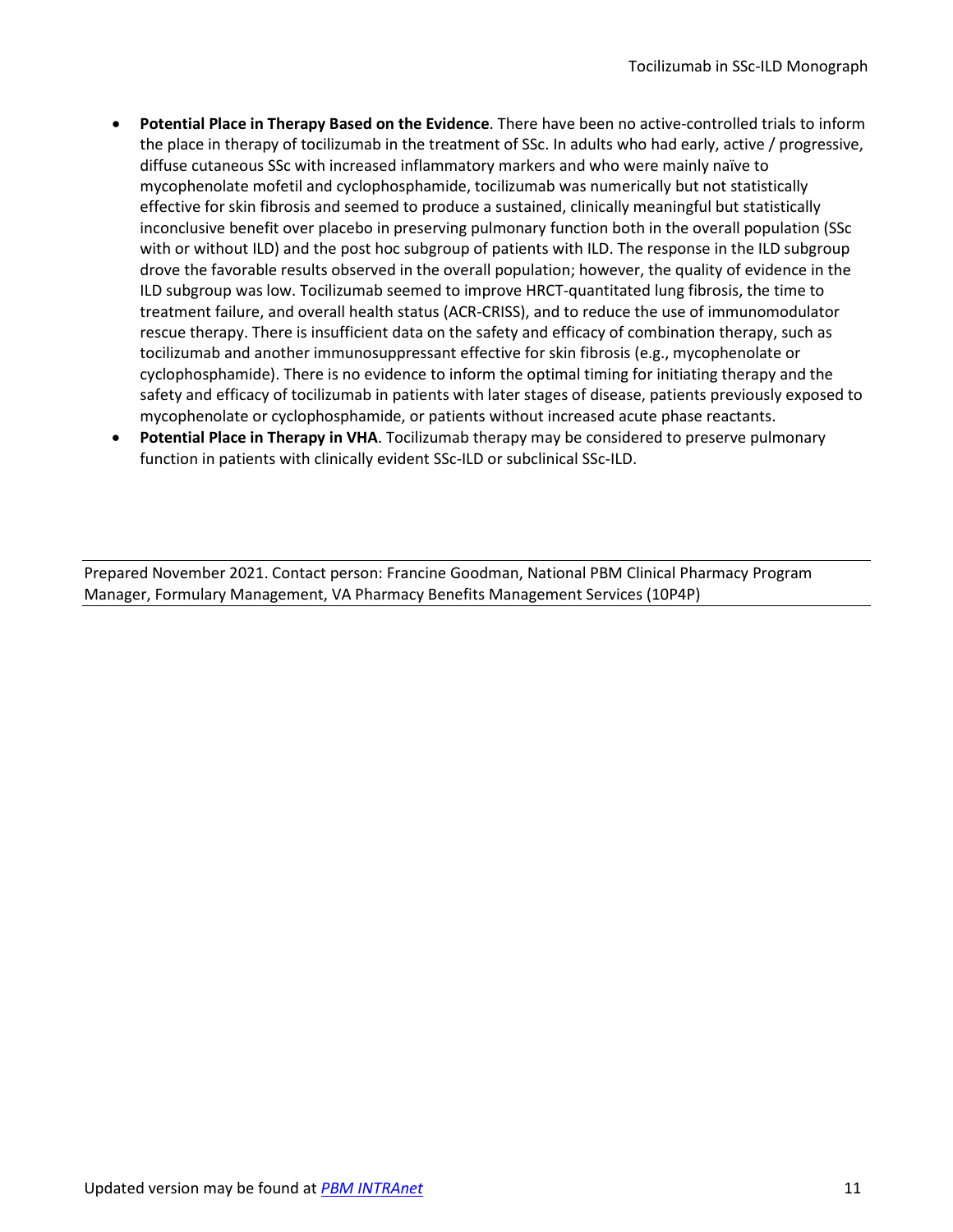- **Potential Place in Therapy Based on the Evidence**. There have been no active-controlled trials to inform the place in therapy of tocilizumab in the treatment of SSc. In adults who had early, active / progressive, diffuse cutaneous SSc with increased inflammatory markers and who were mainly naïve to mycophenolate mofetil and cyclophosphamide, tocilizumab was numerically but not statistically effective for skin fibrosis and seemed to produce a sustained, clinically meaningful but statistically inconclusive benefit over placebo in preserving pulmonary function both in the overall population (SSc with or without ILD) and the post hoc subgroup of patients with ILD. The response in the ILD subgroup drove the favorable results observed in the overall population; however, the quality of evidence in the ILD subgroup was low. Tocilizumab seemed to improve HRCT-quantitated lung fibrosis, the time to treatment failure, and overall health status (ACR-CRISS), and to reduce the use of immunomodulator rescue therapy. There is insufficient data on the safety and efficacy of combination therapy, such as tocilizumab and another immunosuppressant effective for skin fibrosis (e.g., mycophenolate or cyclophosphamide). There is no evidence to inform the optimal timing for initiating therapy and the safety and efficacy of tocilizumab in patients with later stages of disease, patients previously exposed to mycophenolate or cyclophosphamide, or patients without increased acute phase reactants.
- **Potential Place in Therapy in VHA**. Tocilizumab therapy may be considered to preserve pulmonary function in patients with clinically evident SSc-ILD or subclinical SSc-ILD.

---

Prepared November 2021. Contact person: Francine Goodman, National PBM Clinical Pharmacy Program Manager, Formulary Management, VA Pharmacy Benefits Management Services (10P4P)

---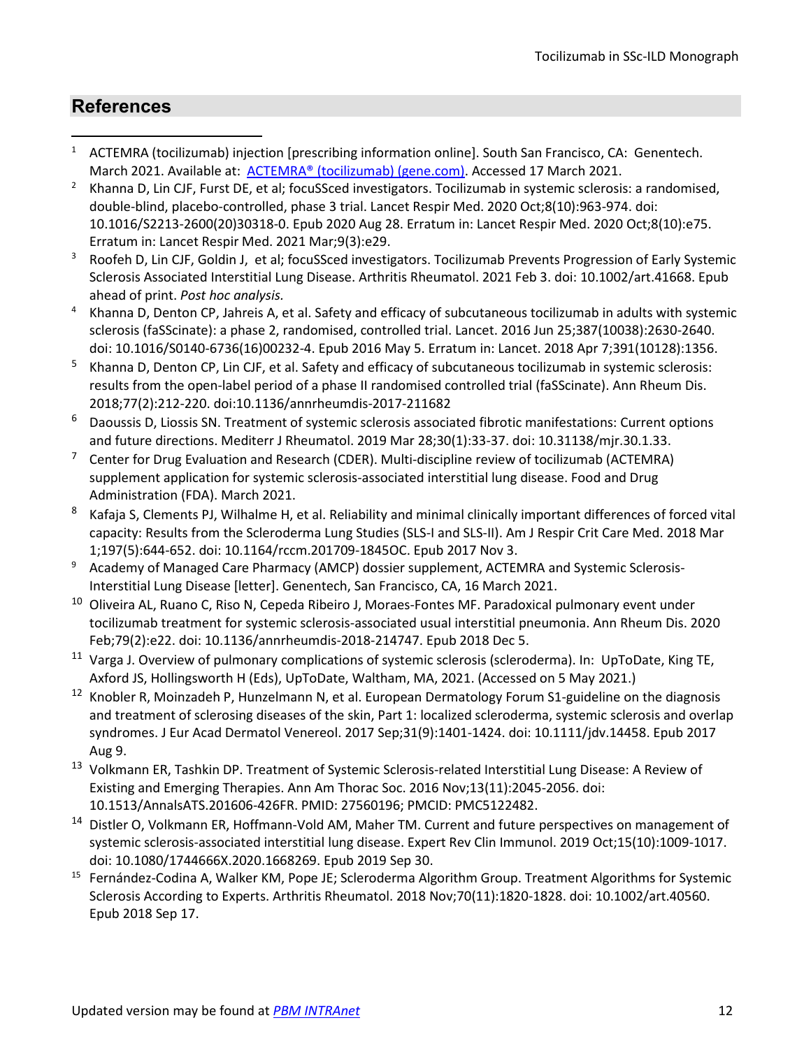## References

1. ACTEMRA (tocilizumab) injection [prescribing information online]. South San Francisco, CA: Genentech. March 2021. Available at: [ACTEMRA® (tocilizumab) (gene.com)](). Accessed 17 March 2021.
2. Khanna D, Lin CJF, Furst DE, et al; focuSSced investigators. Tocilizumab in systemic sclerosis: a randomised, double-blind, placebo-controlled, phase 3 trial. Lancet Respir Med. 2020 Oct;8(10):963-974. doi: 10.1016/S2213-2600(20)30318-0. Epub 2020 Aug 28. Erratum in: Lancet Respir Med. 2020 Oct;8(10):e75. Erratum in: Lancet Respir Med. 2021 Mar;9(3):e29.
3. Roofeh D, Lin CJF, Goldin J, et al; focuSSced investigators. Tocilizumab Prevents Progression of Early Systemic Sclerosis Associated Interstitial Lung Disease. Arthritis Rheumatol. 2021 Feb 3. doi: 10.1002/art.41668. Epub ahead of print. *Post hoc analysis.*
4. Khanna D, Denton CP, Jahreis A, et al. Safety and efficacy of subcutaneous tocilizumab in adults with systemic sclerosis (faSScinate): a phase 2, randomised, controlled trial. Lancet. 2016 Jun 25;387(10038):2630-2640. doi: 10.1016/S0140-6736(16)00232-4. Epub 2016 May 5. Erratum in: Lancet. 2018 Apr 7;391(10128):1356.
5. Khanna D, Denton CP, Lin CJF, et al. Safety and efficacy of subcutaneous tocilizumab in systemic sclerosis: results from the open-label period of a phase II randomised controlled trial (faSScinate). Ann Rheum Dis. 2018;77(2):212-220. doi:10.1136/annrheumdis-2017-211682
6. Daoussis D, Liossis SN. Treatment of systemic sclerosis associated fibrotic manifestations: Current options and future directions. Mediterr J Rheumatol. 2019 Mar 28;30(1):33-37. doi: 10.31138/mjr.30.1.33.
7. Center for Drug Evaluation and Research (CDER). Multi-discipline review of tocilizumab (ACTEMRA) supplement application for systemic sclerosis-associated interstitial lung disease. Food and Drug Administration (FDA). March 2021.
8. Kafaja S, Clements PJ, Wilhalme H, et al. Reliability and minimal clinically important differences of forced vital capacity: Results from the Scleroderma Lung Studies (SLS-I and SLS-II). Am J Respir Crit Care Med. 2018 Mar 1;197(5):644-652. doi: 10.1164/rccm.201709-1845OC. Epub 2017 Nov 3.
9. Academy of Managed Care Pharmacy (AMCP) dossier supplement, ACTEMRA and Systemic Sclerosis-Interstitial Lung Disease [letter]. Genentech, San Francisco, CA, 16 March 2021.
10. Oliveira AL, Ruano C, Riso N, Cepeda Ribeiro J, Moraes-Fontes MF. Paradoxical pulmonary event under tocilizumab treatment for systemic sclerosis-associated usual interstitial pneumonia. Ann Rheum Dis. 2020 Feb;79(2):e22. doi: 10.1136/annrheumdis-2018-214747. Epub 2018 Dec 5.
11. Varga J. Overview of pulmonary complications of systemic sclerosis (scleroderma). In: UpToDate, King TE, Axford JS, Hollingsworth H (Eds), UpToDate, Waltham, MA, 2021. (Accessed on 5 May 2021.)
12. Knobler R, Moinzadeh P, Hunzelmann N, et al. European Dermatology Forum S1-guideline on the diagnosis and treatment of sclerosing diseases of the skin, Part 1: localized scleroderma, systemic sclerosis and overlap syndromes. J Eur Acad Dermatol Venereol. 2017 Sep;31(9):1401-1424. doi: 10.1111/jdv.14458. Epub 2017 Aug 9.
13. Volkmann ER, Tashkin DP. Treatment of Systemic Sclerosis-related Interstitial Lung Disease: A Review of Existing and Emerging Therapies. Ann Am Thorac Soc. 2016 Nov;13(11):2045-2056. doi: 10.1513/AnnalsATS.201606-426FR. PMID: 27560196; PMCID: PMC5122482.
14. Distler O, Volkmann ER, Hoffmann-Vold AM, Maher TM. Current and future perspectives on management of systemic sclerosis-associated interstitial lung disease. Expert Rev Clin Immunol. 2019 Oct;15(10):1009-1017. doi: 10.1080/1744666X.2020.1668269. Epub 2019 Sep 30.
15. Fernández-Codina A, Walker KM, Pope JE; Scleroderma Algorithm Group. Treatment Algorithms for Systemic Sclerosis According to Experts. Arthritis Rheumatol. 2018 Nov;70(11):1820-1828. doi: 10.1002/art.40560. Epub 2018 Sep 17.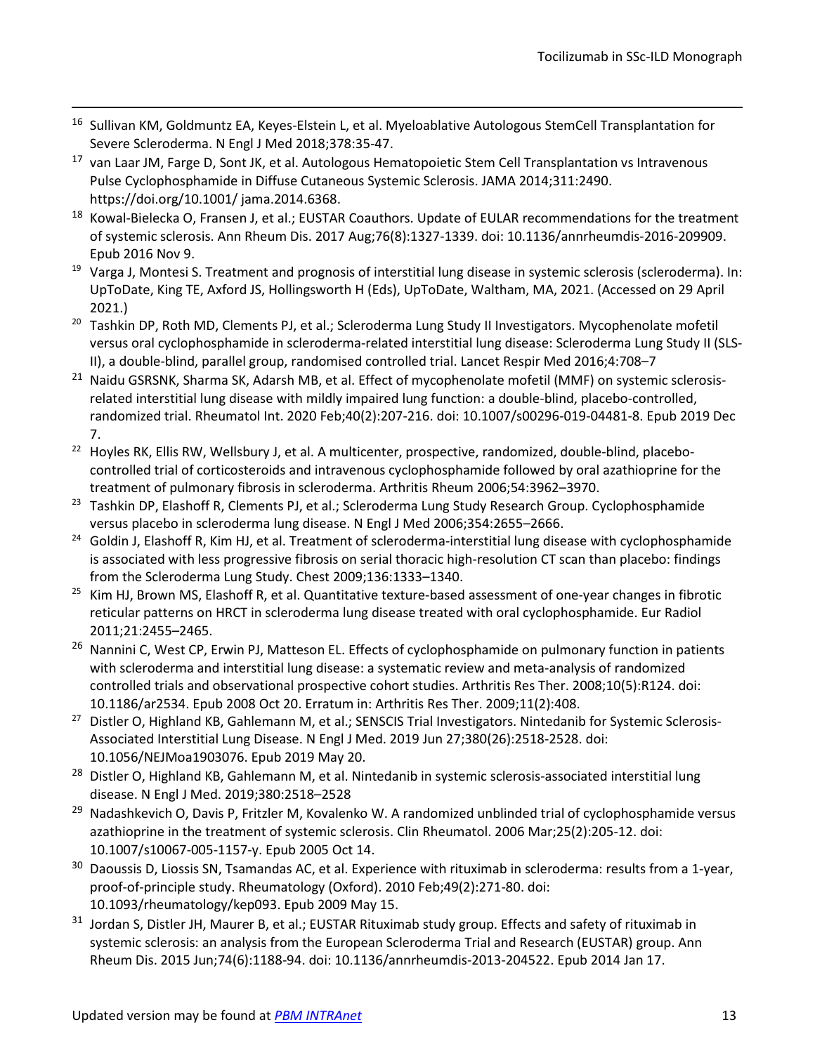[16] Sullivan KM, Goldmuntz EA, Keyes-Elstein L, et al. Myeloablative Autologous StemCell Transplantation for Severe Scleroderma. N Engl J Med 2018;378:35-47.

[17] van Laar JM, Farge D, Sont JK, et al. Autologous Hematopoietic Stem Cell Transplantation vs Intravenous Pulse Cyclophosphamide in Diffuse Cutaneous Systemic Sclerosis. JAMA 2014;311:2490. https://doi.org/10.1001/ jama.2014.6368.

[18] Kowal-Bielecka O, Fransen J, et al.; EUSTAR Coauthors. Update of EULAR recommendations for the treatment of systemic sclerosis. Ann Rheum Dis. 2017 Aug;76(8):1327-1339. doi: 10.1136/annrheumdis-2016-209909. Epub 2016 Nov 9.

[19] Varga J, Montesi S. Treatment and prognosis of interstitial lung disease in systemic sclerosis (scleroderma). In: UpToDate, King TE, Axford JS, Hollingsworth H (Eds), UpToDate, Waltham, MA, 2021. (Accessed on 29 April 2021.)

[20] Tashkin DP, Roth MD, Clements PJ, et al.; Scleroderma Lung Study II Investigators. Mycophenolate mofetil versus oral cyclophosphamide in scleroderma-related interstitial lung disease: Scleroderma Lung Study II (SLS-II), a double-blind, parallel group, randomised controlled trial. Lancet Respir Med 2016;4:708–7

[21] Naidu GSRSNK, Sharma SK, Adarsh MB, et al. Effect of mycophenolate mofetil (MMF) on systemic sclerosis-related interstitial lung disease with mildly impaired lung function: a double-blind, placebo-controlled, randomized trial. Rheumatol Int. 2020 Feb;40(2):207-216. doi: 10.1007/s00296-019-04481-8. Epub 2019 Dec 7.

[22] Hoyles RK, Ellis RW, Wellsbury J, et al. A multicenter, prospective, randomized, double-blind, placebo-controlled trial of corticosteroids and intravenous cyclophosphamide followed by oral azathioprine for the treatment of pulmonary fibrosis in scleroderma. Arthritis Rheum 2006;54:3962–3970.

[23] Tashkin DP, Elashoff R, Clements PJ, et al.; Scleroderma Lung Study Research Group. Cyclophosphamide versus placebo in scleroderma lung disease. N Engl J Med 2006;354:2655–2666.

[24] Goldin J, Elashoff R, Kim HJ, et al. Treatment of scleroderma-interstitial lung disease with cyclophosphamide is associated with less progressive fibrosis on serial thoracic high-resolution CT scan than placebo: findings from the Scleroderma Lung Study. Chest 2009;136:1333–1340.

[25] Kim HJ, Brown MS, Elashoff R, et al. Quantitative texture-based assessment of one-year changes in fibrotic reticular patterns on HRCT in scleroderma lung disease treated with oral cyclophosphamide. Eur Radiol 2011;21:2455–2465.

[26] Nannini C, West CP, Erwin PJ, Matteson EL. Effects of cyclophosphamide on pulmonary function in patients with scleroderma and interstitial lung disease: a systematic review and meta-analysis of randomized controlled trials and observational prospective cohort studies. Arthritis Res Ther. 2008;10(5):R124. doi: 10.1186/ar2534. Epub 2008 Oct 20. Erratum in: Arthritis Res Ther. 2009;11(2):408.

[27] Distler O, Highland KB, Gahlemann M, et al.; SENSCIS Trial Investigators. Nintedanib for Systemic Sclerosis-Associated Interstitial Lung Disease. N Engl J Med. 2019 Jun 27;380(26):2518-2528. doi: 10.1056/NEJMoa1903076. Epub 2019 May 20.

[28] Distler O, Highland KB, Gahlemann M, et al. Nintedanib in systemic sclerosis-associated interstitial lung disease. N Engl J Med. 2019;380:2518–2528

[29] Nadashkevich O, Davis P, Fritzler M, Kovalenko W. A randomized unblinded trial of cyclophosphamide versus azathioprine in the treatment of systemic sclerosis. Clin Rheumatol. 2006 Mar;25(2):205-12. doi: 10.1007/s10067-005-1157-y. Epub 2005 Oct 14.

[30] Daoussis D, Liossis SN, Tsamandas AC, et al. Experience with rituximab in scleroderma: results from a 1-year, proof-of-principle study. Rheumatology (Oxford). 2010 Feb;49(2):271-80. doi: 10.1093/rheumatology/kep093. Epub 2009 May 15.

[31] Jordan S, Distler JH, Maurer B, et al.; EUSTAR Rituximab study group. Effects and safety of rituximab in systemic sclerosis: an analysis from the European Scleroderma Trial and Research (EUSTAR) group. Ann Rheum Dis. 2015 Jun;74(6):1188-94. doi: 10.1136/annrheumdis-2013-204522. Epub 2014 Jan 17.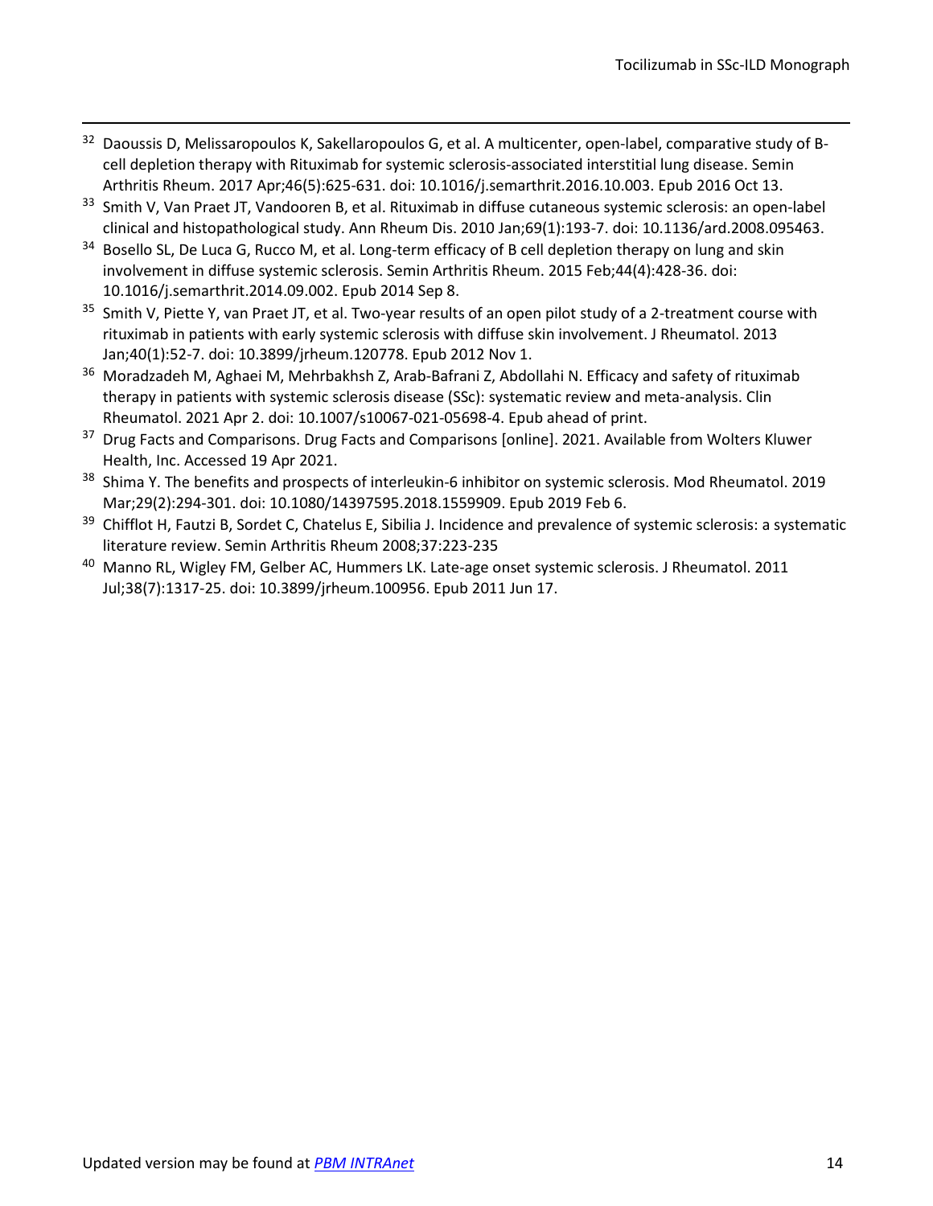32. Daoussis D, Melissaropoulos K, Sakellaropoulos G, et al. A multicenter, open-label, comparative study of B-cell depletion therapy with Rituximab for systemic sclerosis-associated interstitial lung disease. Semin Arthritis Rheum. 2017 Apr;46(5):625-631. doi: 10.1016/j.semarthrit.2016.10.003. Epub 2016 Oct 13.
33. Smith V, Van Praet JT, Vandooren B, et al. Rituximab in diffuse cutaneous systemic sclerosis: an open-label clinical and histopathological study. Ann Rheum Dis. 2010 Jan;69(1):193-7. doi: 10.1136/ard.2008.095463.
34. Bosello SL, De Luca G, Rucco M, et al. Long-term efficacy of B cell depletion therapy on lung and skin involvement in diffuse systemic sclerosis. Semin Arthritis Rheum. 2015 Feb;44(4):428-36. doi: 10.1016/j.semarthrit.2014.09.002. Epub 2014 Sep 8.
35. Smith V, Piette Y, van Praet JT, et al. Two-year results of an open pilot study of a 2-treatment course with rituximab in patients with early systemic sclerosis with diffuse skin involvement. J Rheumatol. 2013 Jan;40(1):52-7. doi: 10.3899/jrheum.120778. Epub 2012 Nov 1.
36. Moradzadeh M, Aghaei M, Mehrbakhsh Z, Arab-Bafrani Z, Abdollahi N. Efficacy and safety of rituximab therapy in patients with systemic sclerosis disease (SSc): systematic review and meta-analysis. Clin Rheumatol. 2021 Apr 2. doi: 10.1007/s10067-021-05698-4. Epub ahead of print.
37. Drug Facts and Comparisons. Drug Facts and Comparisons [online]. 2021. Available from Wolters Kluwer Health, Inc. Accessed 19 Apr 2021.
38. Shima Y. The benefits and prospects of interleukin-6 inhibitor on systemic sclerosis. Mod Rheumatol. 2019 Mar;29(2):294-301. doi: 10.1080/14397595.2018.1559909. Epub 2019 Feb 6.
39. Chifflot H, Fautzi B, Sordet C, Chatelus E, Sibilia J. Incidence and prevalence of systemic sclerosis: a systematic literature review. Semin Arthritis Rheum 2008;37:223-235
40. Manno RL, Wigley FM, Gelber AC, Hummers LK. Late-age onset systemic sclerosis. J Rheumatol. 2011 Jul;38(7):1317-25. doi: 10.3899/jrheum.100956. Epub 2011 Jun 17.